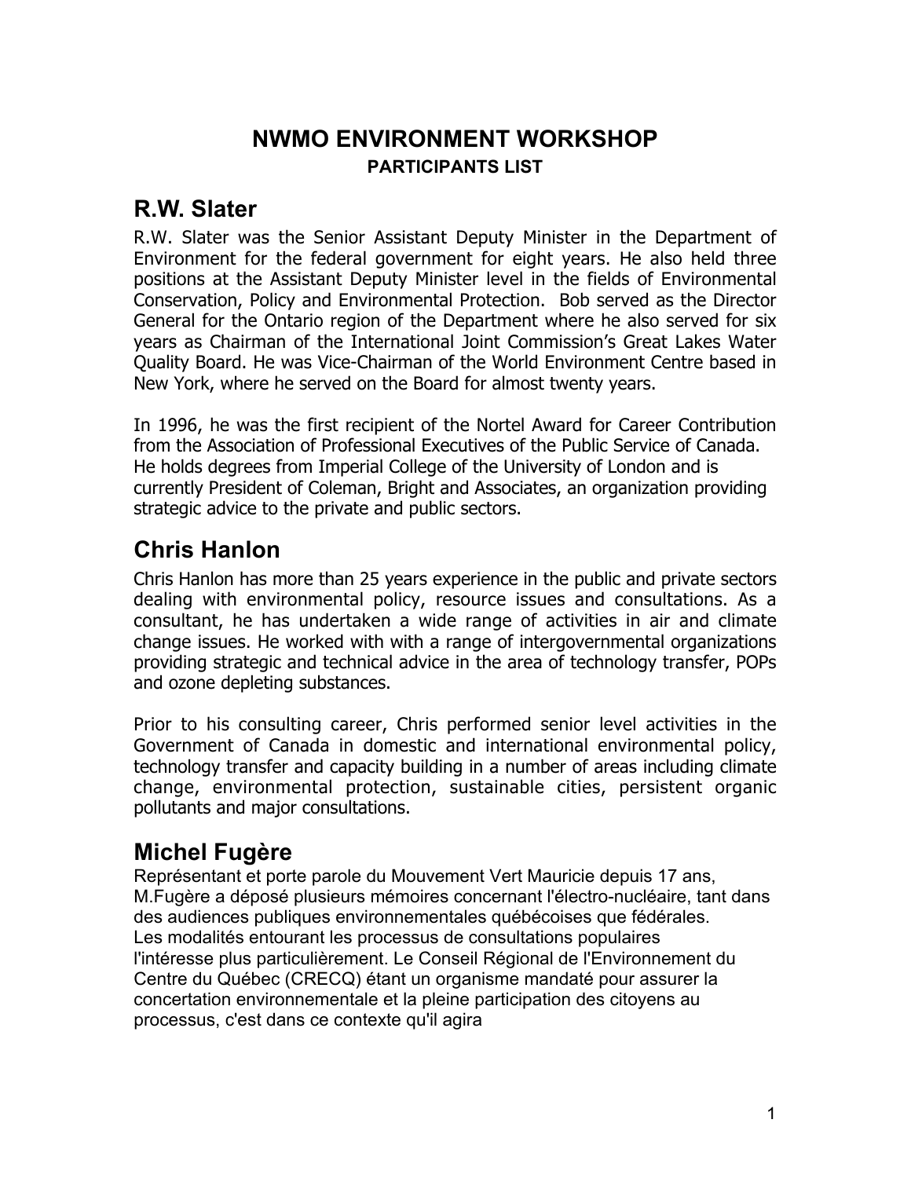# NWMO ENVIRONMENT WORKSHOP

### PARTICIPANTS LIST

## R.W. Slater

R.W. Slater was the Senior Assistant Deputy Minister in the Department of Environment for the federal government for eight years. He also held three positions at the Assistant Deputy Minister level in the fields of Environmental Conservation, Policy and Environmental Protection. Bob served as the Director General for the Ontario region of the Department where he also served for six years as Chairman of the International Joint Commission's Great Lakes Water Quality Board. He was Vice-Chairman of the World Environment Centre based in New York, where he served on the Board for almost twenty years.

In 1996, he was the first recipient of the Nortel Award for Career Contribution from the Association of Professional Executives of the Public Service of Canada. He holds degrees from Imperial College of the University of London and is currently President of Coleman, Bright and Associates, an organization providing strategic advice to the private and public sectors.

## Chris Hanlon

Chris Hanlon has more than 25 years experience in the public and private sectors dealing with environmental policy, resource issues and consultations. As a consultant, he has undertaken a wide range of activities in air and climate change issues. He worked with with a range of intergovernmental organizations providing strategic and technical advice in the area of technology transfer, POPs and ozone depleting substances.

Prior to his consulting career, Chris performed senior level activities in the Government of Canada in domestic and international environmental policy, technology transfer and capacity building in a number of areas including climate change, environmental protection, sustainable cities, persistent organic pollutants and major consultations.

## Michel Fugère

Représentant et porte parole du Mouvement Vert Mauricie depuis 17 ans, M.Fugère a déposé plusieurs mémoires concernant l'électro-nucléaire, tant dans des audiences publiques environnementales québécoises que fédérales. Les modalités entourant les processus de consultations populaires l'intéresse plus particulièrement. Le Conseil Régional de l'Environnement du Centre du Québec (CRECQ) étant un organisme mandaté pour assurer la concertation environnementale et la pleine participation des citoyens au processus, c'est dans ce contexte qu'il agira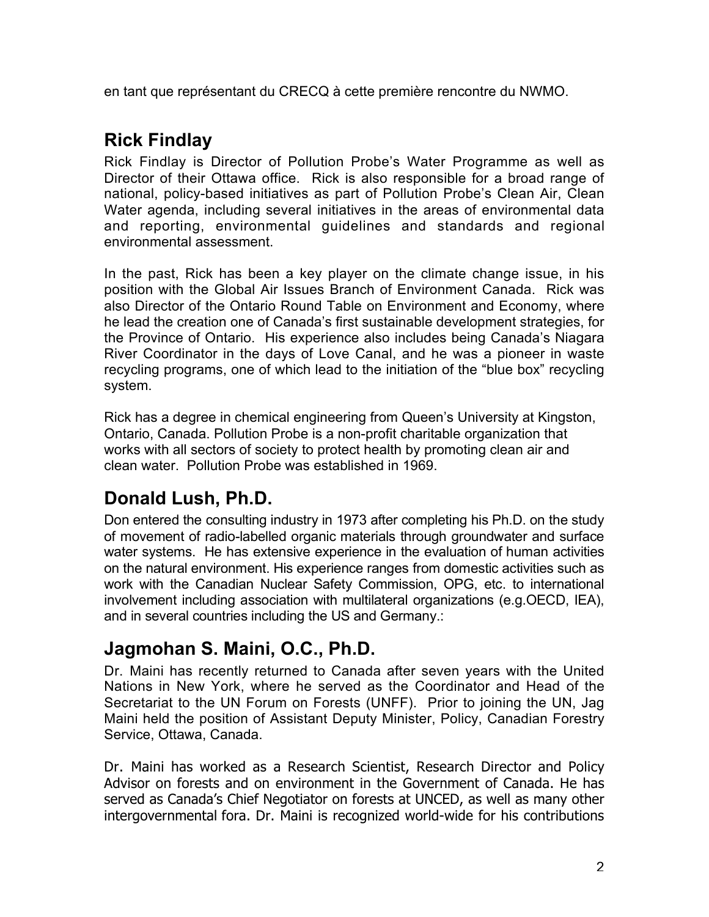en tant que représentant du CRECQ à cette première rencontre du NWMO.

## Rick Findlay

Rick Findlay is Director of Pollution Probe's Water Programme as well as Director of their Ottawa office. Rick is also responsible for a broad range of national, policy-based initiatives as part of Pollution Probe's Clean Air, Clean Water agenda, including several initiatives in the areas of environmental data and reporting, environmental guidelines and standards and regional environmental assessment.

In the past, Rick has been a key player on the climate change issue, in his position with the Global Air Issues Branch of Environment Canada. Rick was also Director of the Ontario Round Table on Environment and Economy, where he lead the creation one of Canada's first sustainable development strategies, for the Province of Ontario. His experience also includes being Canada's Niagara River Coordinator in the days of Love Canal, and he was a pioneer in waste recycling programs, one of which lead to the initiation of the "blue box" recycling system.

Rick has a degree in chemical engineering from Queen's University at Kingston, Ontario, Canada. Pollution Probe is a non-profit charitable organization that works with all sectors of society to protect health by promoting clean air and clean water. Pollution Probe was established in 1969.

## Donald Lush, Ph.D.

Don entered the consulting industry in 1973 after completing his Ph.D. on the study of movement of radio-labelled organic materials through groundwater and surface water systems. He has extensive experience in the evaluation of human activities on the natural environment. His experience ranges from domestic activities such as work with the Canadian Nuclear Safety Commission, OPG, etc. to international involvement including association with multilateral organizations (e.g.OECD, IEA), and in several countries including the US and Germany.:

## Jagmohan S. Maini, O.C., Ph.D.

Dr. Maini has recently returned to Canada after seven years with the United Nations in New York, where he served as the Coordinator and Head of the Secretariat to the UN Forum on Forests (UNFF). Prior to joining the UN, Jag Maini held the position of Assistant Deputy Minister, Policy, Canadian Forestry Service, Ottawa, Canada.

Dr. Maini has worked as a Research Scientist, Research Director and Policy Advisor on forests and on environment in the Government of Canada. He has served as Canada's Chief Negotiator on forests at UNCED, as well as many other intergovernmental fora. Dr. Maini is recognized world-wide for his contributions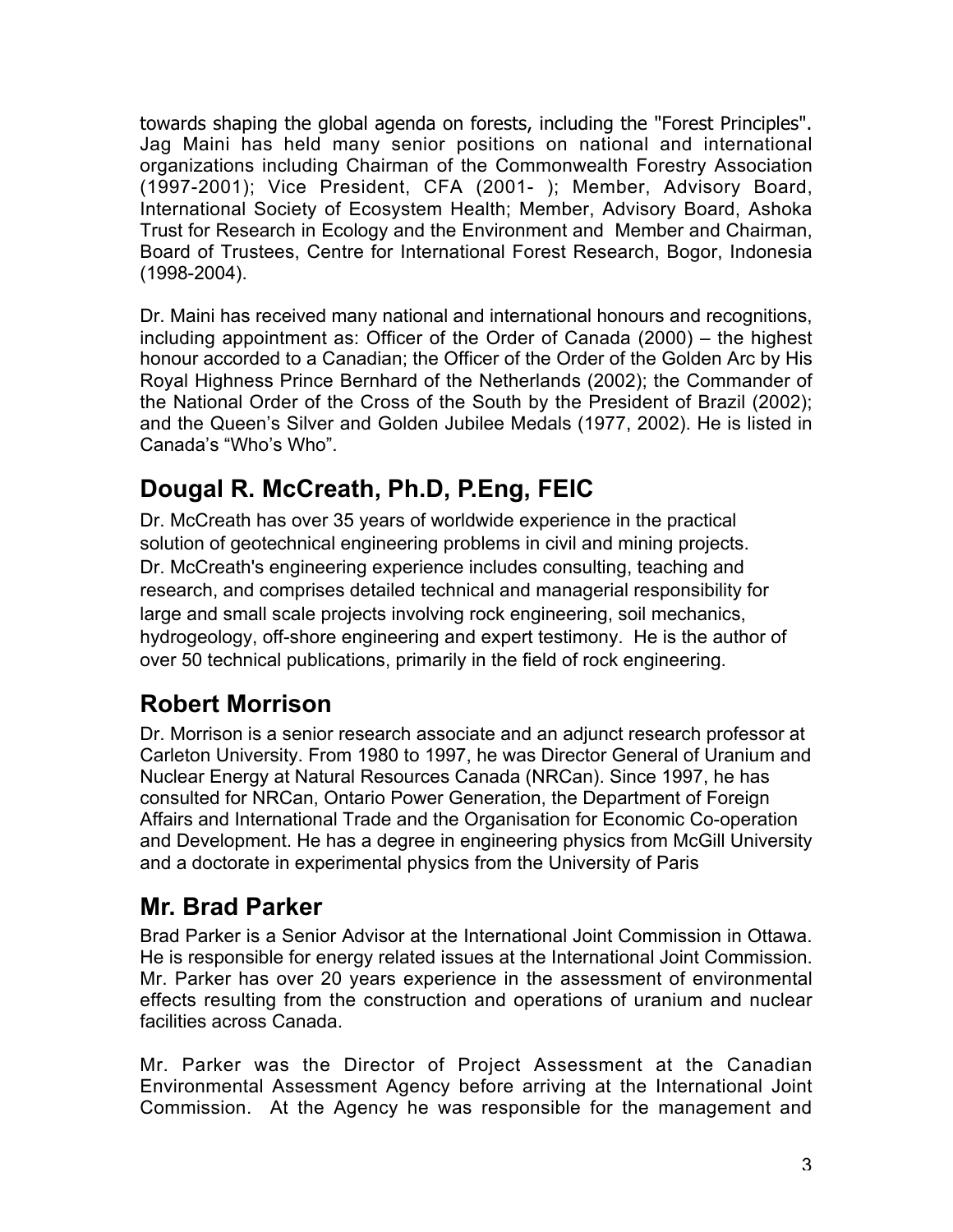towards shaping the global agenda on forests, including the "Forest Principles". Jag Maini has held many senior positions on national and international organizations including Chairman of the Commonwealth Forestry Association (1997-2001); Vice President, CFA (2001- ); Member, Advisory Board, International Society of Ecosystem Health; Member, Advisory Board, Ashoka Trust for Research in Ecology and the Environment and Member and Chairman, Board of Trustees, Centre for International Forest Research, Bogor, Indonesia (1998-2004).

Dr. Maini has received many national and international honours and recognitions, including appointment as: Officer of the Order of Canada (2000) – the highest honour accorded to a Canadian; the Officer of the Order of the Golden Arc by His Royal Highness Prince Bernhard of the Netherlands (2002); the Commander of the National Order of the Cross of the South by the President of Brazil (2002); and the Queen's Silver and Golden Jubilee Medals (1977, 2002). He is listed in Canada's "Who's Who".

## Dougal R. McCreath, Ph.D, P.Eng, FEIC

Dr. McCreath has over 35 years of worldwide experience in the practical solution of geotechnical engineering problems in civil and mining projects. Dr. McCreath's engineering experience includes consulting, teaching and research, and comprises detailed technical and managerial responsibility for large and small scale projects involving rock engineering, soil mechanics, hydrogeology, off-shore engineering and expert testimony. He is the author of over 50 technical publications, primarily in the field of rock engineering.

## Robert Morrison

Dr. Morrison is a senior research associate and an adjunct research professor at Carleton University. From 1980 to 1997, he was Director General of Uranium and Nuclear Energy at Natural Resources Canada (NRCan). Since 1997, he has consulted for NRCan, Ontario Power Generation, the Department of Foreign Affairs and International Trade and the Organisation for Economic Co-operation and Development. He has a degree in engineering physics from McGill University and a doctorate in experimental physics from the University of Paris

## Mr. Brad Parker

Brad Parker is a Senior Advisor at the International Joint Commission in Ottawa. He is responsible for energy related issues at the International Joint Commission. Mr. Parker has over 20 years experience in the assessment of environmental effects resulting from the construction and operations of uranium and nuclear facilities across Canada.

Mr. Parker was the Director of Project Assessment at the Canadian Environmental Assessment Agency before arriving at the International Joint Commission. At the Agency he was responsible for the management and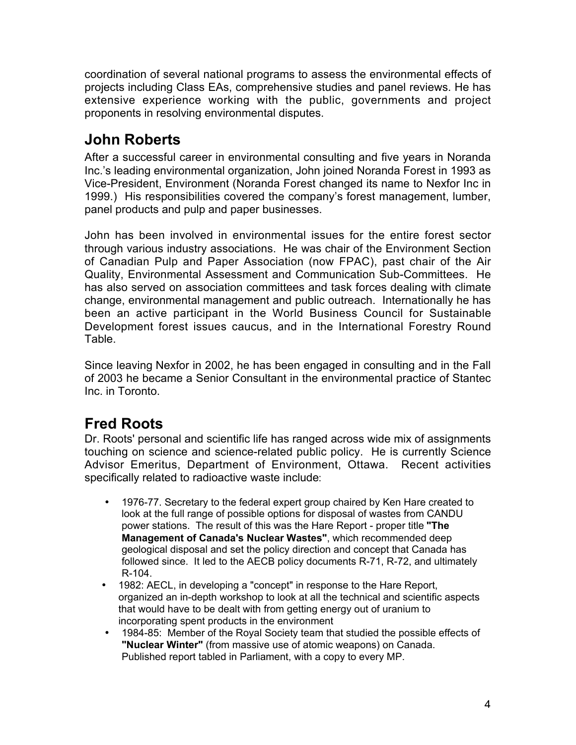coordination of several national programs to assess the environmental effects of projects including Class EAs, comprehensive studies and panel reviews. He has extensive experience working with the public, governments and project proponents in resolving environmental disputes.

## John Roberts

After a successful career in environmental consulting and five years in Noranda Inc.'s leading environmental organization, John joined Noranda Forest in 1993 as Vice-President, Environment (Noranda Forest changed its name to Nexfor Inc in 1999.) His responsibilities covered the company's forest management, lumber, panel products and pulp and paper businesses.

John has been involved in environmental issues for the entire forest sector through various industry associations. He was chair of the Environment Section of Canadian Pulp and Paper Association (now FPAC), past chair of the Air Quality, Environmental Assessment and Communication Sub-Committees. He has also served on association committees and task forces dealing with climate change, environmental management and public outreach. Internationally he has been an active participant in the World Business Council for Sustainable Development forest issues caucus, and in the International Forestry Round Table.

Since leaving Nexfor in 2002, he has been engaged in consulting and in the Fall of 2003 he became a Senior Consultant in the environmental practice of Stantec Inc. in Toronto.

## Fred Roots

Dr. Roots' personal and scientific life has ranged across wide mix of assignments touching on science and science-related public policy. He is currently Science Advisor Emeritus, Department of Environment, Ottawa. Recent activities specifically related to radioactive waste include:

- 1976-77. Secretary to the federal expert group chaired by Ken Hare created to look at the full range of possible options for disposal of wastes from CANDU power stations. The result of this was the Hare Report - proper title **"The Management of Canada's Nuclear Wastes"**, which recommended deep geological disposal and set the policy direction and concept that Canada has followed since. It led to the AECB policy documents R-71, R-72, and ultimately R-104.
- 1982: AECL, in developing a "concept" in response to the Hare Report, organized an in-depth workshop to look at all the technical and scientific aspects that would have to be dealt with from getting energy out of uranium to incorporating spent products in the environment
- 1984-85: Member of the Royal Society team that studied the possible effects of **"Nuclear Winter"** (from massive use of atomic weapons) on Canada. Published report tabled in Parliament, with a copy to every MP.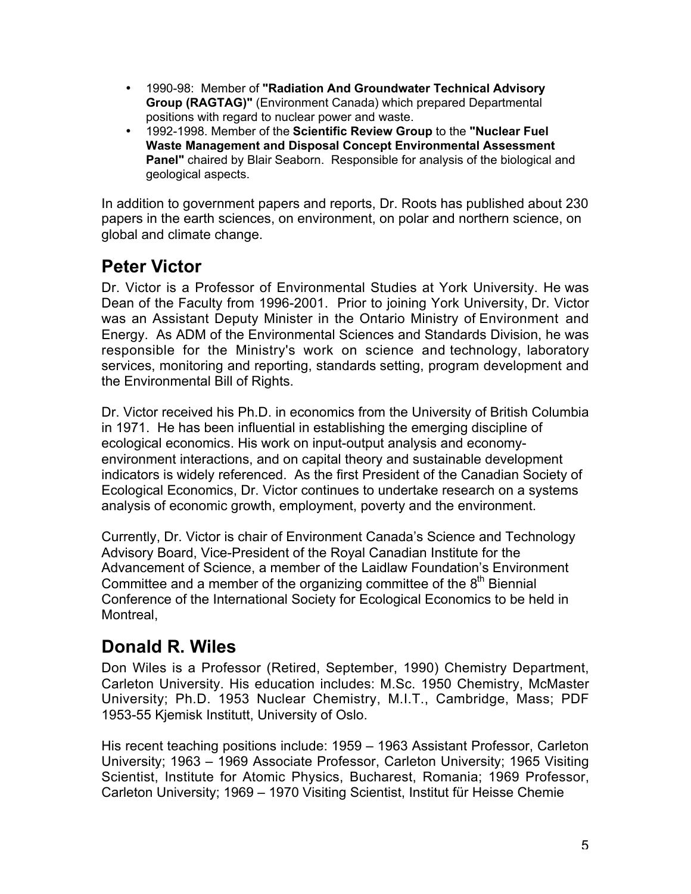- 1990-98: Member of **"Radiation And Groundwater Technical Advisory Group (RAGTAG)"** (Environment Canada) which prepared Departmental positions with regard to nuclear power and waste.
- 1992-1998. Member of the **Scientific Review Group** to the **"Nuclear Fuel Waste Management and Disposal Concept Environmental Assessment Panel"** chaired by Blair Seaborn. Responsible for analysis of the biological and geological aspects.

In addition to government papers and reports, Dr. Roots has published about 230 papers in the earth sciences, on environment, on polar and northern science, on global and climate change.

## Peter Victor

Dr. Victor is a Professor of Environmental Studies at York University. He was Dean of the Faculty from 1996-2001. Prior to joining York University, Dr. Victor was an Assistant Deputy Minister in the Ontario Ministry of Environment and Energy. As ADM of the Environmental Sciences and Standards Division, he was responsible for the Ministry's work on science and technology, laboratory services, monitoring and reporting, standards setting, program development and the Environmental Bill of Rights.

Dr. Victor received his Ph.D. in economics from the University of British Columbia in 1971. He has been influential in establishing the emerging discipline of ecological economics. His work on input-output analysis and economy-environment interactions, and on capital theory and sustainable development indicators is widely referenced. As the first President of the Canadian Society of Ecological Economics, Dr. Victor continues to undertake research on a systems analysis of economic growth, employment, poverty and the environment.

Currently, Dr. Victor is chair of Environment Canada's Science and Technology Advisory Board, Vice-President of the Royal Canadian Institute for the Advancement of Science, a member of the Laidlaw Foundation's Environment Committee and a member of the organizing committee of the 8th Biennial Conference of the International Society for Ecological Economics to be held in Montreal,

## Donald R. Wiles

Don Wiles is a Professor (Retired, September, 1990) Chemistry Department, Carleton University. His education includes: M.Sc. 1950 Chemistry, McMaster University; Ph.D. 1953 Nuclear Chemistry, M.I.T., Cambridge, Mass; PDF 1953-55 Kjemisk Institutt, University of Oslo.

His recent teaching positions include: 1959 – 1963 Assistant Professor, Carleton University; 1963 – 1969 Associate Professor, Carleton University; 1965 Visiting Scientist, Institute for Atomic Physics, Bucharest, Romania; 1969 Professor, Carleton University; 1969 – 1970 Visiting Scientist, Institut für Heisse Chemie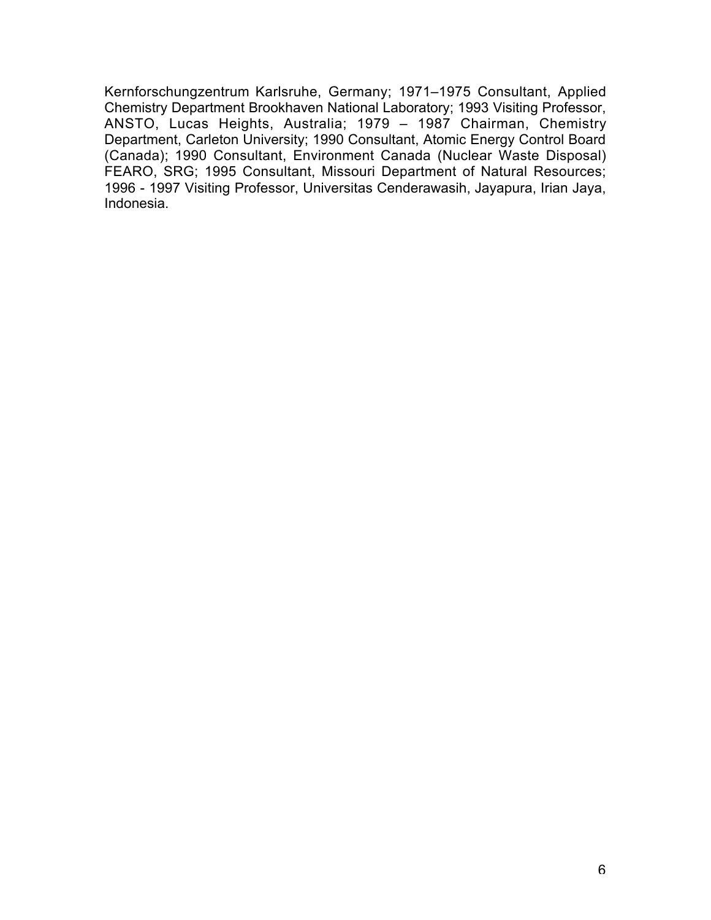Kernforschungzentrum Karlsruhe, Germany; 1971–1975 Consultant, Applied Chemistry Department Brookhaven National Laboratory; 1993 Visiting Professor, ANSTO, Lucas Heights, Australia; 1979 – 1987 Chairman, Chemistry Department, Carleton University; 1990 Consultant, Atomic Energy Control Board (Canada); 1990 Consultant, Environment Canada (Nuclear Waste Disposal) FEARO, SRG; 1995 Consultant, Missouri Department of Natural Resources; 1996 - 1997 Visiting Professor, Universitas Cenderawasih, Jayapura, Irian Jaya, Indonesia.